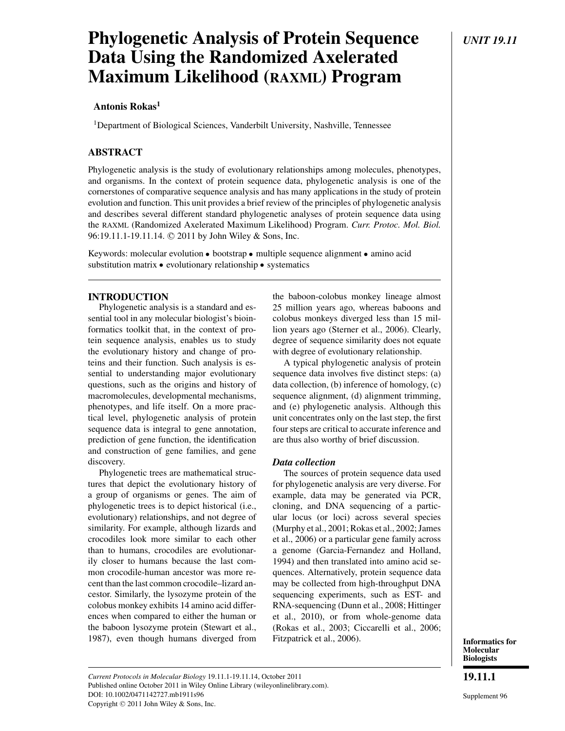# Phylogenetic Analysis of Protein Sequence Data Using the Randomized Axelerated Maximum Likelihood (RAXML) Program

**Antonis Rokas**[1]

[1]Department of Biological Sciences, Vanderbilt University, Nashville, Tennessee

## ABSTRACT

Phylogenetic analysis is the study of evolutionary relationships among molecules, phenotypes, and organisms. In the context of protein sequence data, phylogenetic analysis is one of the cornerstones of comparative sequence analysis and has many applications in the study of protein evolution and function. This unit provides a brief review of the principles of phylogenetic analysis and describes several different standard phylogenetic analyses of protein sequence data using the RAXML (Randomized Axelerated Maximum Likelihood) Program. *Curr. Protoc. Mol. Biol.* 96:19.11.1-19.11.14. © 2011 by John Wiley & Sons, Inc.

Keywords: molecular evolution • bootstrap • multiple sequence alignment • amino acid substitution matrix • evolutionary relationship • systematics

## INTRODUCTION

Phylogenetic analysis is a standard and essential tool in any molecular biologist's bioinformatics toolkit that, in the context of protein sequence analysis, enables us to study the evolutionary history and change of proteins and their function. Such analysis is essential to understanding major evolutionary questions, such as the origins and history of macromolecules, developmental mechanisms, phenotypes, and life itself. On a more practical level, phylogenetic analysis of protein sequence data is integral to gene annotation, prediction of gene function, the identification and construction of gene families, and gene discovery.

Phylogenetic trees are mathematical structures that depict the evolutionary history of a group of organisms or genes. The aim of phylogenetic trees is to depict historical (i.e., evolutionary) relationships, and not degree of similarity. For example, although lizards and crocodiles look more similar to each other than to humans, crocodiles are evolutionarily closer to humans because the last common crocodile-human ancestor was more recent than the last common crocodile–lizard ancestor. Similarly, the lysozyme protein of the colobus monkey exhibits 14 amino acid differences when compared to either the human or the baboon lysozyme protein (Stewart et al., 1987), even though humans diverged from the baboon-colobus monkey lineage almost 25 million years ago, whereas baboons and colobus monkeys diverged less than 15 million years ago (Sterner et al., 2006). Clearly, degree of sequence similarity does not equate with degree of evolutionary relationship.

A typical phylogenetic analysis of protein sequence data involves five distinct steps: (a) data collection, (b) inference of homology, (c) sequence alignment, (d) alignment trimming, and (e) phylogenetic analysis. Although this unit concentrates only on the last step, the first four steps are critical to accurate inference and are thus also worthy of brief discussion.

### *Data collection*

The sources of protein sequence data used for phylogenetic analysis are very diverse. For example, data may be generated via PCR, cloning, and DNA sequencing of a particular locus (or loci) across several species (Murphy et al., 2001; Rokas et al., 2002; James et al., 2006) or a particular gene family across a genome (Garcia-Fernandez and Holland, 1994) and then translated into amino acid sequences. Alternatively, protein sequence data may be collected from high-throughput DNA sequencing experiments, such as EST- and RNA-sequencing (Dunn et al., 2008; Hittinger et al., 2010), or from whole-genome data (Rokas et al., 2003; Ciccarelli et al., 2006; Fitzpatrick et al., 2006).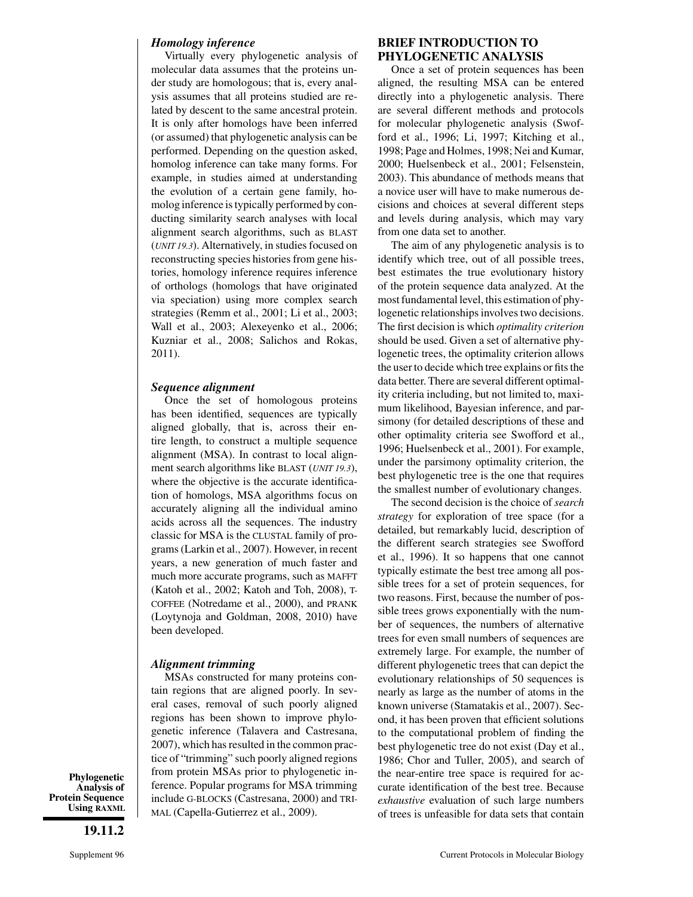### *Homology inference*

Virtually every phylogenetic analysis of molecular data assumes that the proteins under study are homologous; that is, every analysis assumes that all proteins studied are related by descent to the same ancestral protein. It is only after homologs have been inferred (or assumed) that phylogenetic analysis can be performed. Depending on the question asked, homolog inference can take many forms. For example, in studies aimed at understanding the evolution of a certain gene family, homolog inference is typically performed by conducting similarity search analyses with local alignment search algorithms, such as BLAST (*UNIT 19.3*). Alternatively, in studies focused on reconstructing species histories from gene histories, homology inference requires inference of orthologs (homologs that have originated via speciation) using more complex search strategies (Remm et al., 2001; Li et al., 2003; Wall et al., 2003; Alexeyenko et al., 2006; Kuzniar et al., 2008; Salichos and Rokas, 2011).

### *Sequence alignment*

Once the set of homologous proteins has been identified, sequences are typically aligned globally, that is, across their entire length, to construct a multiple sequence alignment (MSA). In contrast to local alignment search algorithms like BLAST (*UNIT 19.3*), where the objective is the accurate identification of homologs, MSA algorithms focus on accurately aligning all the individual amino acids across all the sequences. The industry classic for MSA is the CLUSTAL family of programs (Larkin et al., 2007). However, in recent years, a new generation of much faster and much more accurate programs, such as MAFFT (Katoh et al., 2002; Katoh and Toh, 2008), T-COFFEE (Notredame et al., 2000), and PRANK (Loytynoja and Goldman, 2008, 2010) have been developed.

### *Alignment trimming*

MSAs constructed for many proteins contain regions that are aligned poorly. In several cases, removal of such poorly aligned regions has been shown to improve phylogenetic inference (Talavera and Castresana, 2007), which has resulted in the common practice of "trimming" such poorly aligned regions from protein MSAs prior to phylogenetic inference. Popular programs for MSA trimming include G-BLOCKS (Castresana, 2000) and TRIMAL (Capella-Gutierrez et al., 2009).

## BRIEF INTRODUCTION TO PHYLOGENETIC ANALYSIS

Once a set of protein sequences has been aligned, the resulting MSA can be entered directly into a phylogenetic analysis. There are several different methods and protocols for molecular phylogenetic analysis (Swofford et al., 1996; Li, 1997; Kitching et al., 1998; Page and Holmes, 1998; Nei and Kumar, 2000; Huelsenbeck et al., 2001; Felsenstein, 2003). This abundance of methods means that a novice user will have to make numerous decisions and choices at several different steps and levels during analysis, which may vary from one data set to another.

The aim of any phylogenetic analysis is to identify which tree, out of all possible trees, best estimates the true evolutionary history of the protein sequence data analyzed. At the most fundamental level, this estimation of phylogenetic relationships involves two decisions. The first decision is which *optimality criterion* should be used. Given a set of alternative phylogenetic trees, the optimality criterion allows the user to decide which tree explains or fits the data better. There are several different optimality criteria including, but not limited to, maximum likelihood, Bayesian inference, and parsimony (for detailed descriptions of these and other optimality criteria see Swofford et al., 1996; Huelsenbeck et al., 2001). For example, under the parsimony optimality criterion, the best phylogenetic tree is the one that requires the smallest number of evolutionary changes.

The second decision is the choice of *search strategy* for exploration of tree space (for a detailed, but remarkably lucid, description of the different search strategies see Swofford et al., 1996). It so happens that one cannot typically estimate the best tree among all possible trees for a set of protein sequences, for two reasons. First, because the number of possible trees grows exponentially with the number of sequences, the numbers of alternative trees for even small numbers of sequences are extremely large. For example, the number of different phylogenetic trees that can depict the evolutionary relationships of 50 sequences is nearly as large as the number of atoms in the known universe (Stamatakis et al., 2007). Second, it has been proven that efficient solutions to the computational problem of finding the best phylogenetic tree do not exist (Day et al., 1986; Chor and Tuller, 2005), and search of the near-entire tree space is required for accurate identification of the best tree. Because *exhaustive* evaluation of such large numbers of trees is unfeasible for data sets that contain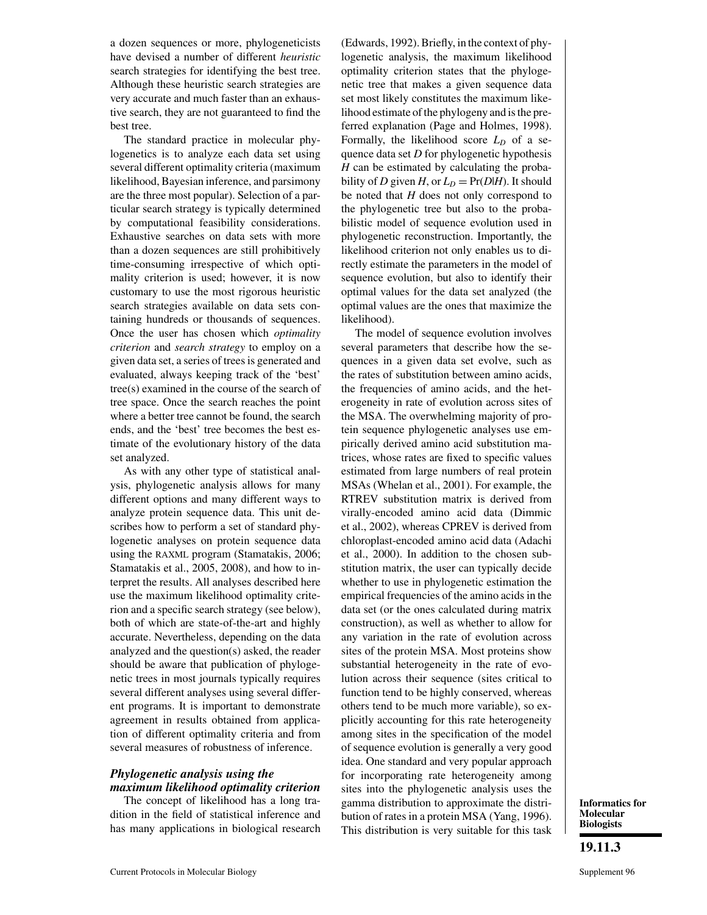a dozen sequences or more, phylogeneticists have devised a number of different *heuristic* search strategies for identifying the best tree. Although these heuristic search strategies are very accurate and much faster than an exhaustive search, they are not guaranteed to find the best tree.

The standard practice in molecular phylogenetics is to analyze each data set using several different optimality criteria (maximum likelihood, Bayesian inference, and parsimony are the three most popular). Selection of a particular search strategy is typically determined by computational feasibility considerations. Exhaustive searches on data sets with more than a dozen sequences are still prohibitively time-consuming irrespective of which optimality criterion is used; however, it is now customary to use the most rigorous heuristic search strategies available on data sets containing hundreds or thousands of sequences. Once the user has chosen which *optimality criterion* and *search strategy* to employ on a given data set, a series of trees is generated and evaluated, always keeping track of the 'best' tree(s) examined in the course of the search of tree space. Once the search reaches the point where a better tree cannot be found, the search ends, and the 'best' tree becomes the best estimate of the evolutionary history of the data set analyzed.

As with any other type of statistical analysis, phylogenetic analysis allows for many different options and many different ways to analyze protein sequence data. This unit describes how to perform a set of standard phylogenetic analyses on protein sequence data using the RAXML program (Stamatakis, 2006; Stamatakis et al., 2005, 2008), and how to interpret the results. All analyses described here use the maximum likelihood optimality criterion and a specific search strategy (see below), both of which are state-of-the-art and highly accurate. Nevertheless, depending on the data analyzed and the question(s) asked, the reader should be aware that publication of phylogenetic trees in most journals typically requires several different analyses using several different programs. It is important to demonstrate agreement in results obtained from application of different optimality criteria and from several measures of robustness of inference.

### *Phylogenetic analysis using the maximum likelihood optimality criterion*

The concept of likelihood has a long tradition in the field of statistical inference and has many applications in biological research (Edwards, 1992). Briefly, in the context of phylogenetic analysis, the maximum likelihood optimality criterion states that the phylogenetic tree that makes a given sequence data set most likely constitutes the maximum likelihood estimate of the phylogeny and is the preferred explanation (Page and Holmes, 1998). Formally, the likelihood score $L_D$ of a sequence data set $D$ for phylogenetic hypothesis $H$ can be estimated by calculating the probability of $D$ given $H$, or $L_D = \Pr(D|H)$. It should be noted that $H$ does not only correspond to the phylogenetic tree but also to the probabilistic model of sequence evolution used in phylogenetic reconstruction. Importantly, the likelihood criterion not only enables us to directly estimate the parameters in the model of sequence evolution, but also to identify their optimal values for the data set analyzed (the optimal values are the ones that maximize the likelihood).

The model of sequence evolution involves several parameters that describe how the sequences in a given data set evolve, such as the rates of substitution between amino acids, the frequencies of amino acids, and the heterogeneity in rate of evolution across sites of the MSA. The overwhelming majority of protein sequence phylogenetic analyses use empirically derived amino acid substitution matrices, whose rates are fixed to specific values estimated from large numbers of real protein MSAs (Whelan et al., 2001). For example, the RTREV substitution matrix is derived from virally-encoded amino acid data (Dimmic et al., 2002), whereas CPREV is derived from chloroplast-encoded amino acid data (Adachi et al., 2000). In addition to the chosen substitution matrix, the user can typically decide whether to use in phylogenetic estimation the empirical frequencies of the amino acids in the data set (or the ones calculated during matrix construction), as well as whether to allow for any variation in the rate of evolution across sites of the protein MSA. Most proteins show substantial heterogeneity in the rate of evolution across their sequence (sites critical to function tend to be highly conserved, whereas others tend to be much more variable), so explicitly accounting for this rate heterogeneity among sites in the specification of the model of sequence evolution is generally a very good idea. One standard and very popular approach for incorporating rate heterogeneity among sites into the phylogenetic analysis uses the gamma distribution to approximate the distribution of rates in a protein MSA (Yang, 1996). This distribution is very suitable for this task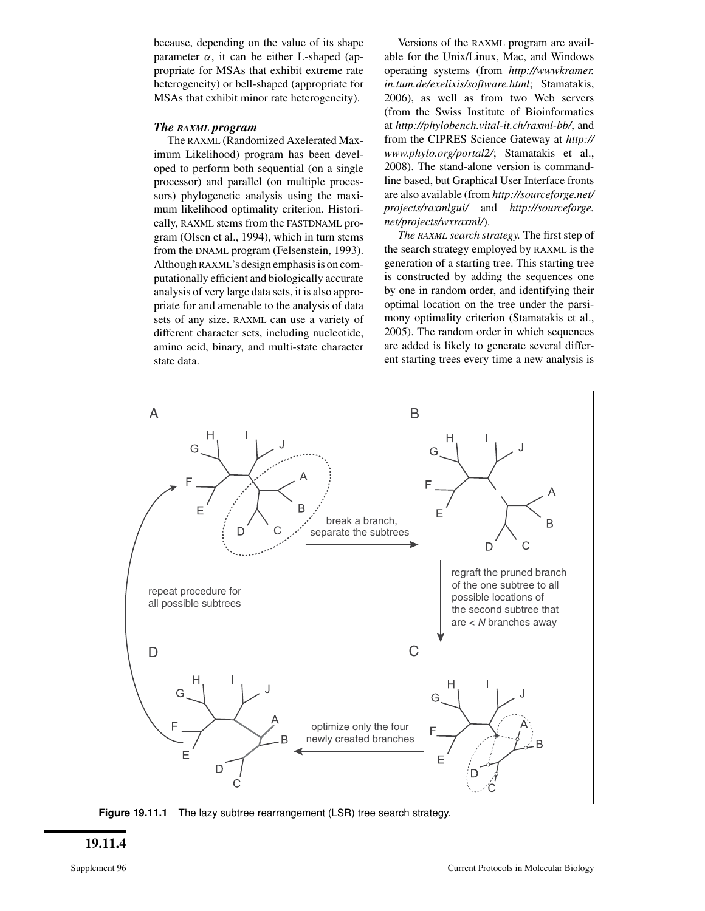because, depending on the value of its shape parameter $\alpha$, it can be either L-shaped (appropriate for MSAs that exhibit extreme rate heterogeneity) or bell-shaped (appropriate for MSAs that exhibit minor rate heterogeneity).

### *The RAXML program*

The RAXML (Randomized Axelerated Maximum Likelihood) program has been developed to perform both sequential (on a single processor) and parallel (on multiple processors) phylogenetic analysis using the maximum likelihood optimality criterion. Historically, RAXML stems from the FASTDNAML program (Olsen et al., 1994), which in turn stems from the DNAML program (Felsenstein, 1993). Although RAXML's design emphasis is on computationally efficient and biologically accurate analysis of very large data sets, it is also appropriate for and amenable to the analysis of data sets of any size. RAXML can use a variety of different character sets, including nucleotide, amino acid, binary, and multi-state character state data.

Versions of the RAXML program are available for the Unix/Linux, Mac, and Windows operating systems (from *http://wwwkramer.in.tum.de/exelixis/software.html*; Stamatakis, 2006), as well as from two Web servers (from the Swiss Institute of Bioinformatics at *http://phylobench.vital-it.ch/raxml-bb/*, and from the CIPRES Science Gateway at *http://www.phylo.org/portal2/*; Stamatakis et al., 2008). The stand-alone version is commandline based, but Graphical User Interface fronts are also available (from *http://sourceforge.net/projects/raxmlgui/* and *http://sourceforge.net/projects/wxraxml/*).

*The RAXML search strategy.* The first step of the search strategy employed by RAXML is the generation of a starting tree. This starting tree is constructed by adding the sequences one by one in random order, and identifying their optimal location on the tree under the parsimony optimality criterion (Stamatakis et al., 2005). The random order in which sequences are added is likely to generate several different starting trees every time a new analysis is

**Figure 19.11.1** The lazy subtree rearrangement (LSR) tree search strategy.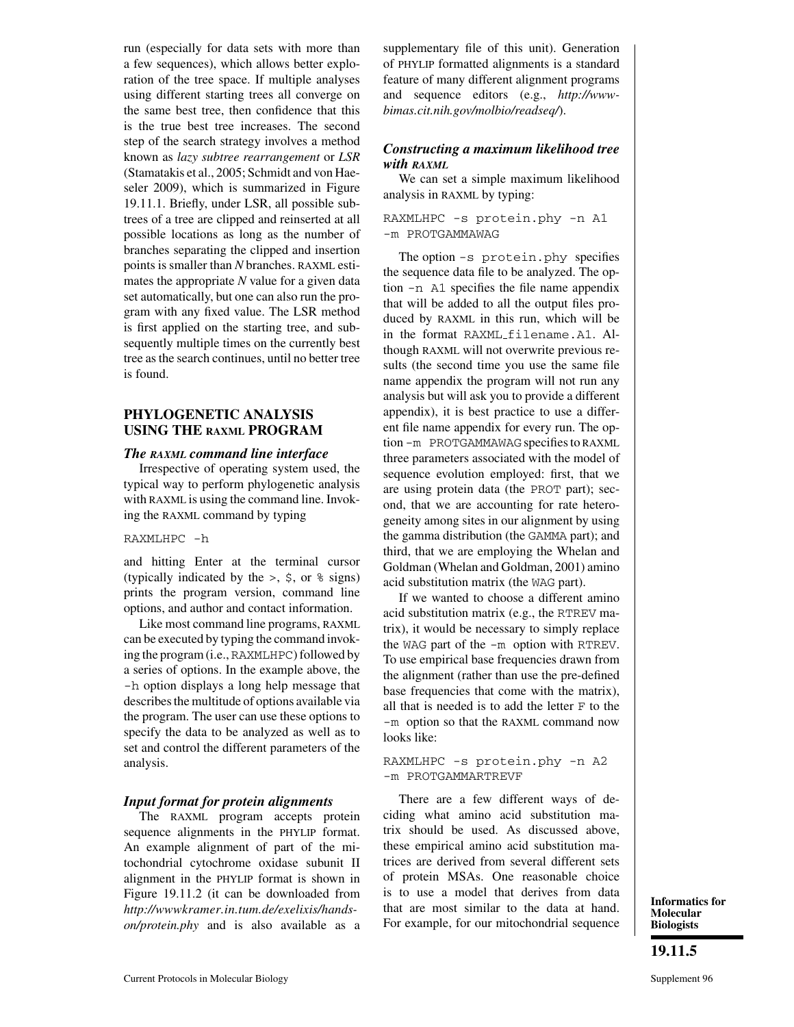run (especially for data sets with more than a few sequences), which allows better exploration of the tree space. If multiple analyses using different starting trees all converge on the same best tree, then confidence that this is the true best tree increases. The second step of the search strategy involves a method known as *lazy subtree rearrangement* or *LSR* (Stamatakis et al., 2005; Schmidt and von Haeseler 2009), which is summarized in Figure 19.11.1. Briefly, under LSR, all possible subtrees of a tree are clipped and reinserted at all possible locations as long as the number of branches separating the clipped and insertion points is smaller than *N* branches. RAXML estimates the appropriate *N* value for a given data set automatically, but one can also run the program with any fixed value. The LSR method is first applied on the starting tree, and subsequently multiple times on the currently best tree as the search continues, until no better tree is found.

## PHYLOGENETIC ANALYSIS USING THE RAXML PROGRAM

### *The RAXML command line interface*

Irrespective of operating system used, the typical way to perform phylogenetic analysis with RAXML is using the command line. Invoking the RAXML command by typing

```
RAXMLHPC -h
```

and hitting Enter at the terminal cursor (typically indicated by the >, $, or % signs) prints the program version, command line options, and author and contact information.

Like most command line programs, RAXML can be executed by typing the command invoking the program (i.e., `RAXMLHPC`) followed by a series of options. In the example above, the `-h` option displays a long help message that describes the multitude of options available via the program. The user can use these options to specify the data to be analyzed as well as to set and control the different parameters of the analysis.

### *Input format for protein alignments*

The RAXML program accepts protein sequence alignments in the PHYLIP format. An example alignment of part of the mitochondrial cytochrome oxidase subunit II alignment in the PHYLIP format is shown in Figure 19.11.2 (it can be downloaded from *http://wwwkramer.in.tum.de/exelixis/hands-on/protein.phy* and is also available as a supplementary file of this unit). Generation of PHYLIP formatted alignments is a standard feature of many different alignment programs and sequence editors (e.g., *http://www-bimas.cit.nih.gov/molbio/readseq/*).

### *Constructing a maximum likelihood tree with RAXML*

We can set a simple maximum likelihood analysis in RAXML by typing:

```
RAXMLHPC -s protein.phy -n A1
-m PROTGAMMAWAG
```

The option `-s protein.phy` specifies the sequence data file to be analyzed. The option `-n A1` specifies the file name appendix that will be added to all the output files produced by RAXML in this run, which will be in the format `RAXML_filename.A1`. Although RAXML will not overwrite previous results (the second time you use the same file name appendix the program will not run any analysis but will ask you to provide a different appendix), it is best practice to use a different file name appendix for every run. The option `-m PROTGAMMAWAG` specifies to RAXML three parameters associated with the model of sequence evolution employed: first, that we are using protein data (the `PROT` part); second, that we are accounting for rate heterogeneity among sites in our alignment by using the gamma distribution (the `GAMMA` part); and third, that we are employing the Whelan and Goldman (Whelan and Goldman, 2001) amino acid substitution matrix (the `WAG` part).

If we wanted to choose a different amino acid substitution matrix (e.g., the `RTREV` matrix), it would be necessary to simply replace the `WAG` part of the `-m` option with `RTREV`. To use empirical base frequencies drawn from the alignment (rather than use the pre-defined base frequencies that come with the matrix), all that is needed is to add the letter `F` to the `-m` option so that the RAXML command now looks like:

```
RAXMLHPC -s protein.phy -n A2
-m PROTGAMMARTREVF
```

There are a few different ways of deciding what amino acid substitution matrix should be used. As discussed above, these empirical amino acid substitution matrices are derived from several different sets of protein MSAs. One reasonable choice is to use a model that derives from data that are most similar to the data at hand. For example, for our mitochondrial sequence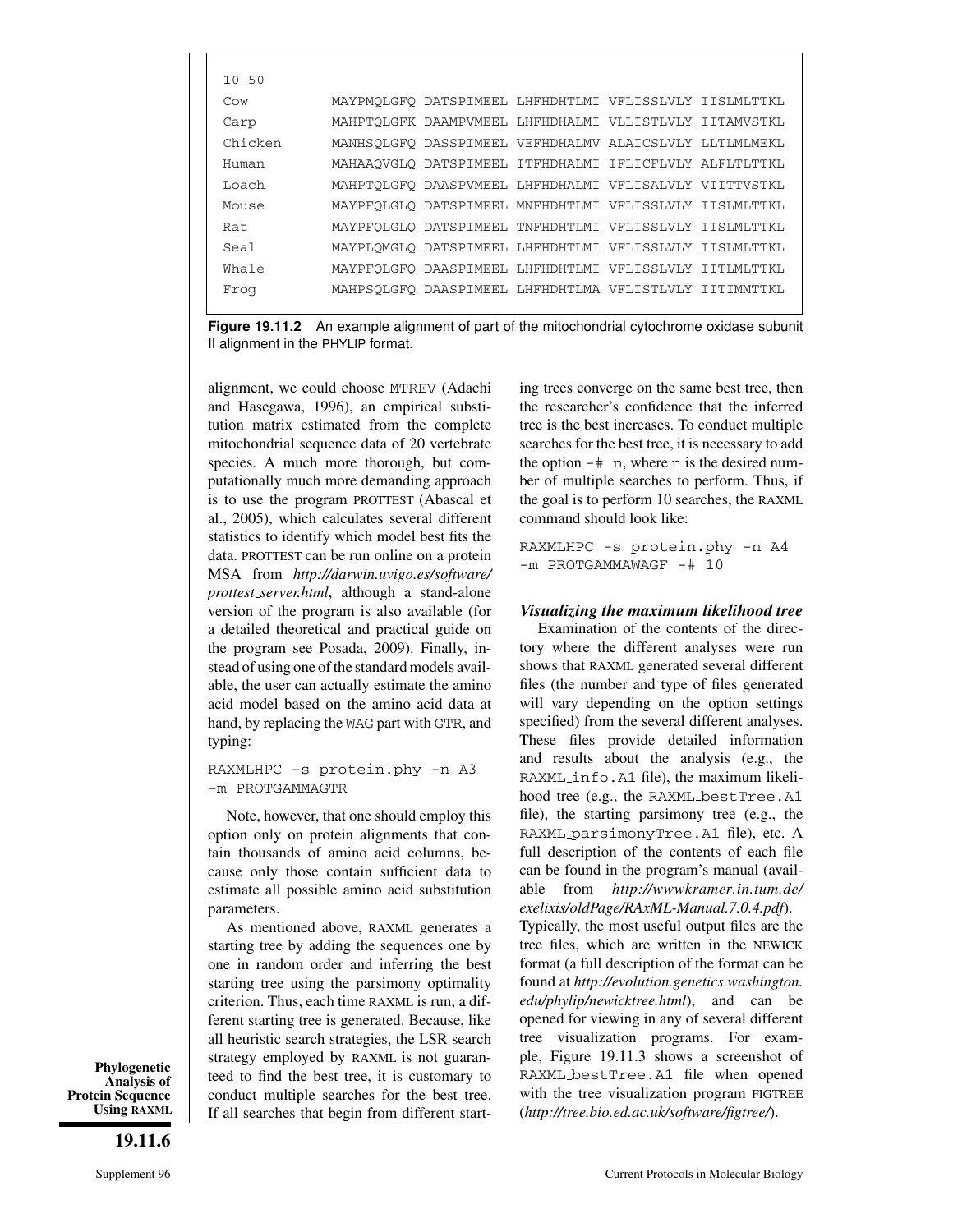```
10 50
Cow        MAYPMQLGFQ DATSPIMEEL LHFHDHTLMI VFLISSLVLY IISLMLTTKL
Carp       MAHPTQLGFK DAAMPVMEEL LHFHDHALMI VLLISTLVLY IITAMVSTKL
Chicken    MANHSQLGFQ DASSPIMEEL VEFHDHALMV ALAICSLVLY LLTLMLMEKL
Human      MAHAAQVGLQ DATSPIMEEL ITFHDHALMI IFLICFLVLY ALFLTLTTKL
Loach      MAHPTQLGFQ DAASPVMEEL LHFHDHALMI VFLISALVLY VIITTVSTKL
Mouse      MAYPFQLGLQ DATSPIMEEL MNFHDHTLMI VFLISSLVLY IISLMLTTKL
Rat        MAYPFQLGLQ DATSPIMEEL TNFHDHTLMI VFLISSLVLY IISLMLTTKL
Seal       MAYPLQMGLQ DATSPIMEEL LHFHDHTLMI VFLISSLVLY IISLMLTTKL
Whale      MAYPFQLGFQ DAASPIMEEL LHFHDHTLMI VFLISSLVLY IITLMLTTKL
Frog       MAHPSQLGFQ DAASPIMEEL LHFHDHTLMA VFLISTLVLY IITIMMTTKL
```

**Figure 19.11.2** An example alignment of part of the mitochondrial cytochrome oxidase subunit II alignment in the PHYLIP format.

alignment, we could choose MTREV (Adachi and Hasegawa, 1996), an empirical substitution matrix estimated from the complete mitochondrial sequence data of 20 vertebrate species. A much more thorough, but computationally much more demanding approach is to use the program PROTTEST (Abascal et al., 2005), which calculates several different statistics to identify which model best fits the data. PROTTEST can be run online on a protein MSA from *http://darwin.uvigo.es/software/prottest_server.html*, although a stand-alone version of the program is also available (for a detailed theoretical and practical guide on the program see Posada, 2009). Finally, instead of using one of the standard models available, the user can actually estimate the amino acid model based on the amino acid data at hand, by replacing the WAG part with GTR, and typing:

```
RAXMLHPC -s protein.phy -n A3
-m PROTGAMMAGTR
```

Note, however, that one should employ this option only on protein alignments that contain thousands of amino acid columns, because only those contain sufficient data to estimate all possible amino acid substitution parameters.

As mentioned above, RAXML generates a starting tree by adding the sequences one by one in random order and inferring the best starting tree using the parsimony optimality criterion. Thus, each time RAXML is run, a different starting tree is generated. Because, like all heuristic search strategies, the LSR search strategy employed by RAXML is not guaranteed to find the best tree, it is customary to conduct multiple searches for the best tree. If all searches that begin from different starting trees converge on the same best tree, then the researcher's confidence that the inferred tree is the best increases. To conduct multiple searches for the best tree, it is necessary to add the option `-# n`, where n is the desired number of multiple searches to perform. Thus, if the goal is to perform 10 searches, the RAXML command should look like:

```
RAXMLHPC -s protein.phy -n A4
-m PROTGAMMAWAGF -# 10
```

### *Visualizing the maximum likelihood tree*

Examination of the contents of the directory where the different analyses were run shows that RAXML generated several different files (the number and type of files generated will vary depending on the option settings specified) from the several different analyses. These files provide detailed information and results about the analysis (e.g., the RAXML_info.A1 file), the maximum likelihood tree (e.g., the RAXML_bestTree.A1 file), the starting parsimony tree (e.g., the RAXML_parsimonyTree.A1 file), etc. A full description of the contents of each file can be found in the program's manual (available from *http://wwwkramer.in.tum.de/exelixis/oldPage/RAxML-Manual.7.0.4.pdf*). Typically, the most useful output files are the tree files, which are written in the NEWICK format (a full description of the format can be found at *http://evolution.genetics.washington.edu/phylip/newicktree.html*), and can be opened for viewing in any of several different tree visualization programs. For example, Figure 19.11.3 shows a screenshot of RAXML_bestTree.A1 file when opened with the tree visualization program FIGTREE (*http://tree.bio.ed.ac.uk/software/figtree/*).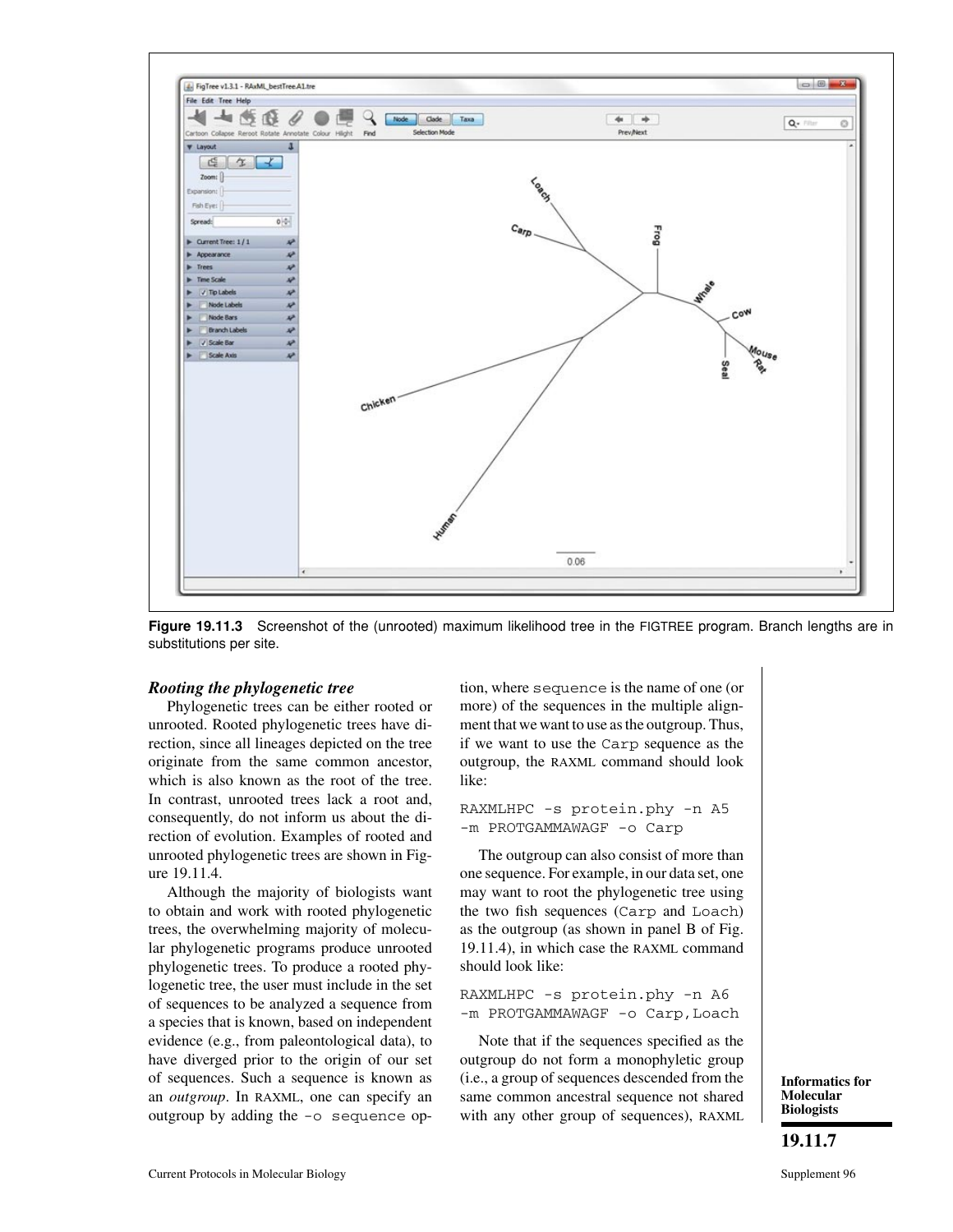Figure 19.11.3 Screenshot of the (unrooted) maximum likelihood tree in the FIGTREE program. Branch lengths are in substitutions per site.

### *Rooting the phylogenetic tree*

Phylogenetic trees can be either rooted or unrooted. Rooted phylogenetic trees have direction, since all lineages depicted on the tree originate from the same common ancestor, which is also known as the root of the tree. In contrast, unrooted trees lack a root and, consequently, do not inform us about the direction of evolution. Examples of rooted and unrooted phylogenetic trees are shown in Figure 19.11.4.

Although the majority of biologists want to obtain and work with rooted phylogenetic trees, the overwhelming majority of molecular phylogenetic programs produce unrooted phylogenetic trees. To produce a rooted phylogenetic tree, the user must include in the set of sequences to be analyzed a sequence from a species that is known, based on independent evidence (e.g., from paleontological data), to have diverged prior to the origin of our set of sequences. Such a sequence is known as an *outgroup*. In RAXML, one can specify an outgroup by adding the `-o sequence` option, where `sequence` is the name of one (or more) of the sequences in the multiple alignment that we want to use as the outgroup. Thus, if we want to use the `Carp` sequence as the outgroup, the RAXML command should look like:

```
RAXMLHPC -s protein.phy -n A5
-m PROTGAMMAWAGF -o Carp
```

The outgroup can also consist of more than one sequence. For example, in our data set, one may want to root the phylogenetic tree using the two fish sequences (`Carp` and `Loach`) as the outgroup (as shown in panel B of Fig. 19.11.4), in which case the RAXML command should look like:

```
RAXMLHPC -s protein.phy -n A6
-m PROTGAMMAWAGF -o Carp,Loach
```

Note that if the sequences specified as the outgroup do not form a monophyletic group (i.e., a group of sequences descended from the same common ancestral sequence not shared with any other group of sequences), RAXML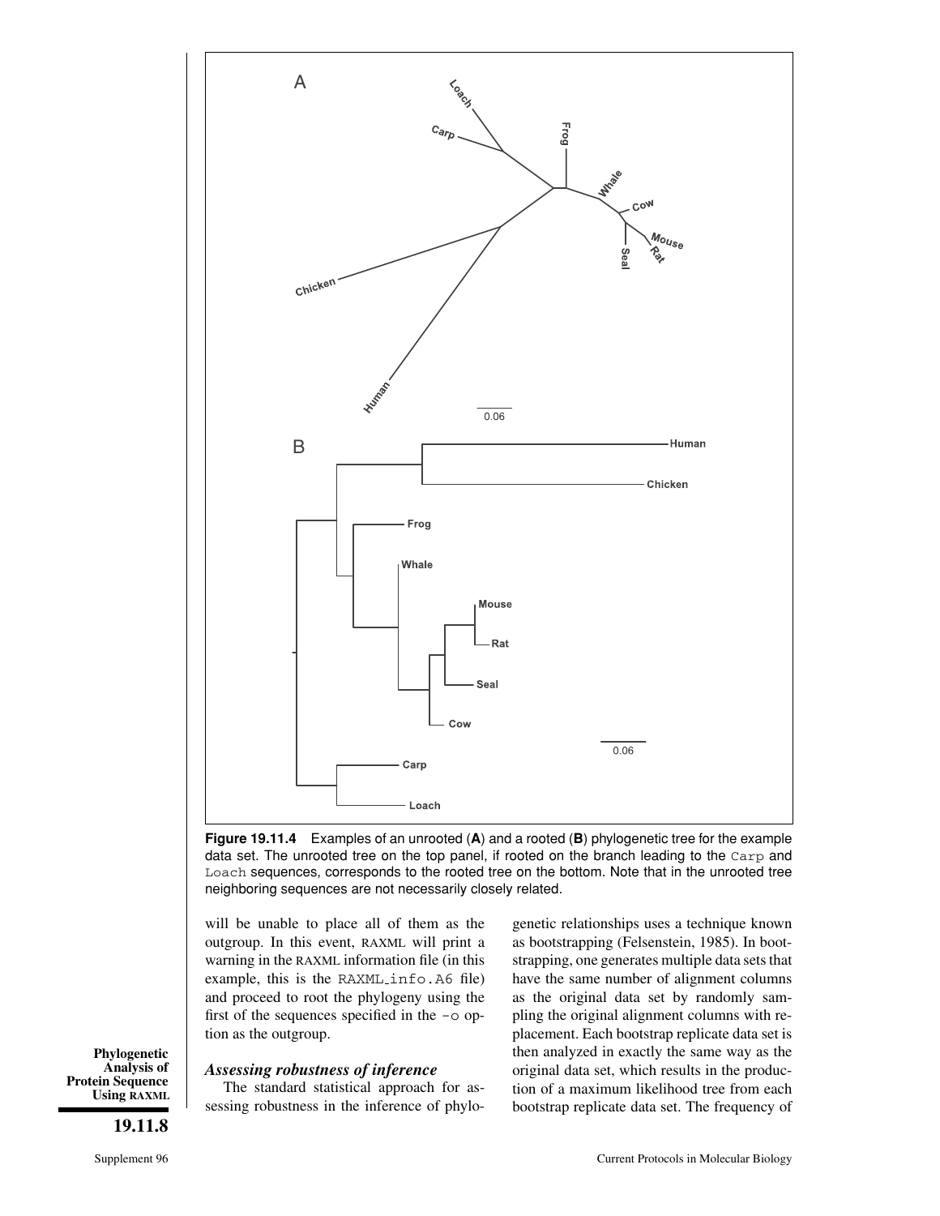**Figure 19.11.4** Examples of an unrooted (**A**) and a rooted (**B**) phylogenetic tree for the example data set. The unrooted tree on the top panel, if rooted on the branch leading to the `Carp` and `Loach` sequences, corresponds to the rooted tree on the bottom. Note that in the unrooted tree neighboring sequences are not necessarily closely related.

will be unable to place all of them as the outgroup. In this event, RAXML will print a warning in the RAXML information file (in this example, this is the `RAXML_info.A6` file) and proceed to root the phylogeny using the first of the sequences specified in the `-o` option as the outgroup.

### *Assessing robustness of inference*

The standard statistical approach for assessing robustness in the inference of phylogenetic relationships uses a technique known as bootstrapping (Felsenstein, 1985). In bootstrapping, one generates multiple data sets that have the same number of alignment columns as the original data set by randomly sampling the original alignment columns with replacement. Each bootstrap replicate data set is then analyzed in exactly the same way as the original data set, which results in the production of a maximum likelihood tree from each bootstrap replicate data set. The frequency of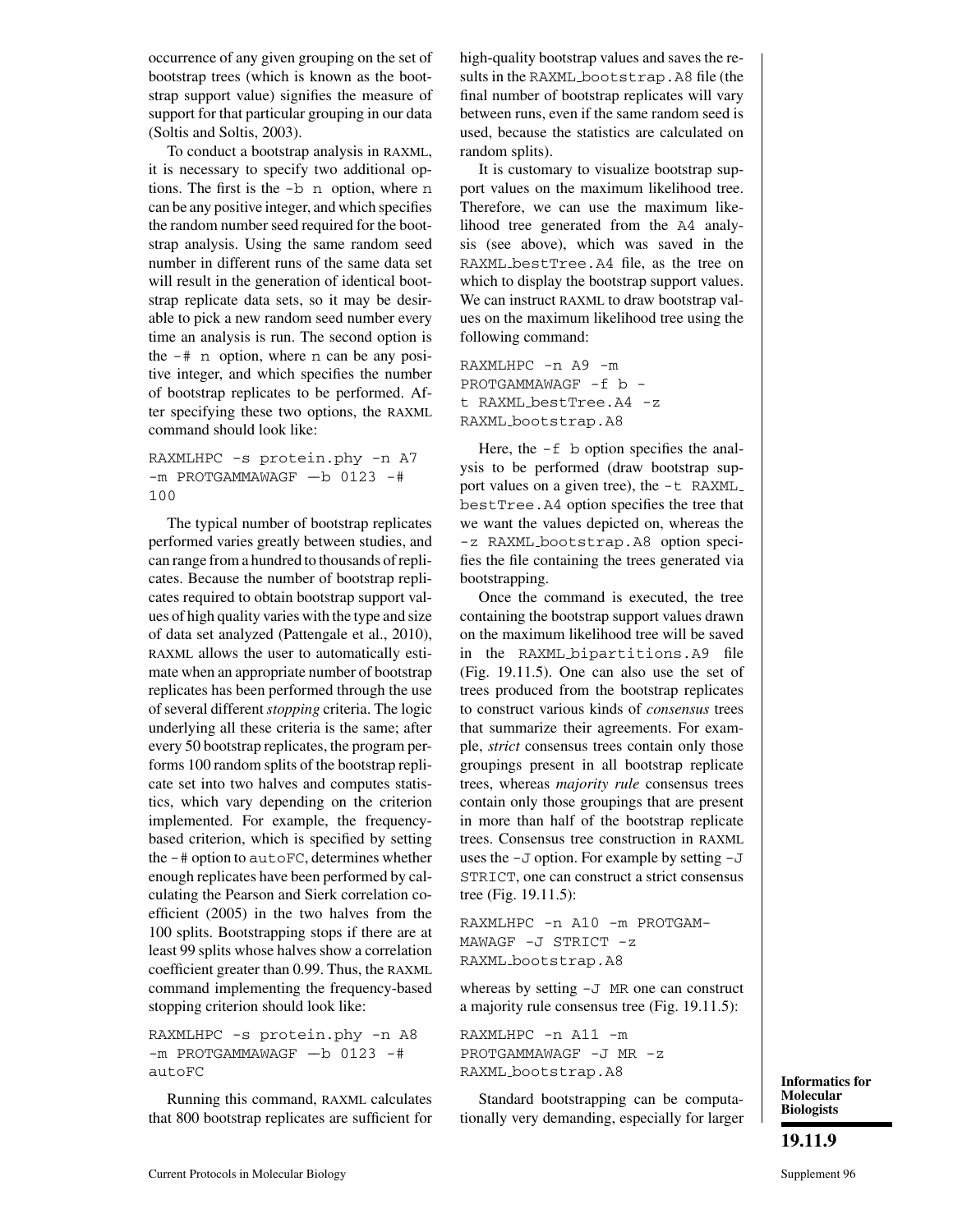occurrence of any given grouping on the set of bootstrap trees (which is known as the bootstrap support value) signifies the measure of support for that particular grouping in our data (Soltis and Soltis, 2003).

To conduct a bootstrap analysis in RAXML, it is necessary to specify two additional options. The first is the -b n option, where n can be any positive integer, and which specifies the random number seed required for the bootstrap analysis. Using the same random seed number in different runs of the same data set will result in the generation of identical bootstrap replicate data sets, so it may be desirable to pick a new random seed number every time an analysis is run. The second option is the -# n option, where n can be any positive integer, and which specifies the number of bootstrap replicates to be performed. After specifying these two options, the RAXML command should look like:

```
RAXMLHPC -s protein.phy -n A7
-m PROTGAMMAWAGF —b 0123 -#
100
```

The typical number of bootstrap replicates performed varies greatly between studies, and can range from a hundred to thousands of replicates. Because the number of bootstrap replicates required to obtain bootstrap support values of high quality varies with the type and size of data set analyzed (Pattengale et al., 2010), RAXML allows the user to automatically estimate when an appropriate number of bootstrap replicates has been performed through the use of several different *stopping* criteria. The logic underlying all these criteria is the same; after every 50 bootstrap replicates, the program performs 100 random splits of the bootstrap replicate set into two halves and computes statistics, which vary depending on the criterion implemented. For example, the frequency-based criterion, which is specified by setting the -# option to autoFC, determines whether enough replicates have been performed by calculating the Pearson and Sierk correlation coefficient (2005) in the two halves from the 100 splits. Bootstrapping stops if there are at least 99 splits whose halves show a correlation coefficient greater than 0.99. Thus, the RAXML command implementing the frequency-based stopping criterion should look like:

```
RAXMLHPC -s protein.phy -n A8
-m PROTGAMMAWAGF —b 0123 -#
autoFC
```

Running this command, RAXML calculates that 800 bootstrap replicates are sufficient for high-quality bootstrap values and saves the results in the RAXML_bootstrap.A8 file (the final number of bootstrap replicates will vary between runs, even if the same random seed is used, because the statistics are calculated on random splits).

It is customary to visualize bootstrap support values on the maximum likelihood tree. Therefore, we can use the maximum likelihood tree generated from the A4 analysis (see above), which was saved in the RAXML_bestTree.A4 file, as the tree on which to display the bootstrap support values. We can instruct RAXML to draw bootstrap values on the maximum likelihood tree using the following command:

```
RAXMLHPC -n A9 -m
PROTGAMMAWAGF -f b -
t RAXML_bestTree.A4 -z
RAXML_bootstrap.A8
```

Here, the -f b option specifies the analysis to be performed (draw bootstrap support values on a given tree), the -t RAXML_bestTree.A4 option specifies the tree that we want the values depicted on, whereas the -z RAXML_bootstrap.A8 option specifies the file containing the trees generated via bootstrapping.

Once the command is executed, the tree containing the bootstrap support values drawn on the maximum likelihood tree will be saved in the RAXML_bipartitions.A9 file (Fig. 19.11.5). One can also use the set of trees produced from the bootstrap replicates to construct various kinds of *consensus* trees that summarize their agreements. For example, *strict* consensus trees contain only those groupings present in all bootstrap replicate trees, whereas *majority rule* consensus trees contain only those groupings that are present in more than half of the bootstrap replicate trees. Consensus tree construction in RAXML uses the -J option. For example by setting -J STRICT, one can construct a strict consensus tree (Fig. 19.11.5):

```
RAXMLHPC -n A10 -m PROTGAM-
MAWAGF -J STRICT -z
RAXML_bootstrap.A8
```

whereas by setting -J MR one can construct a majority rule consensus tree (Fig. 19.11.5):

```
RAXMLHPC -n A11 -m
PROTGAMMAWAGF -J MR -z
RAXML_bootstrap.A8
```

Standard bootstrapping can be computationally very demanding, especially for larger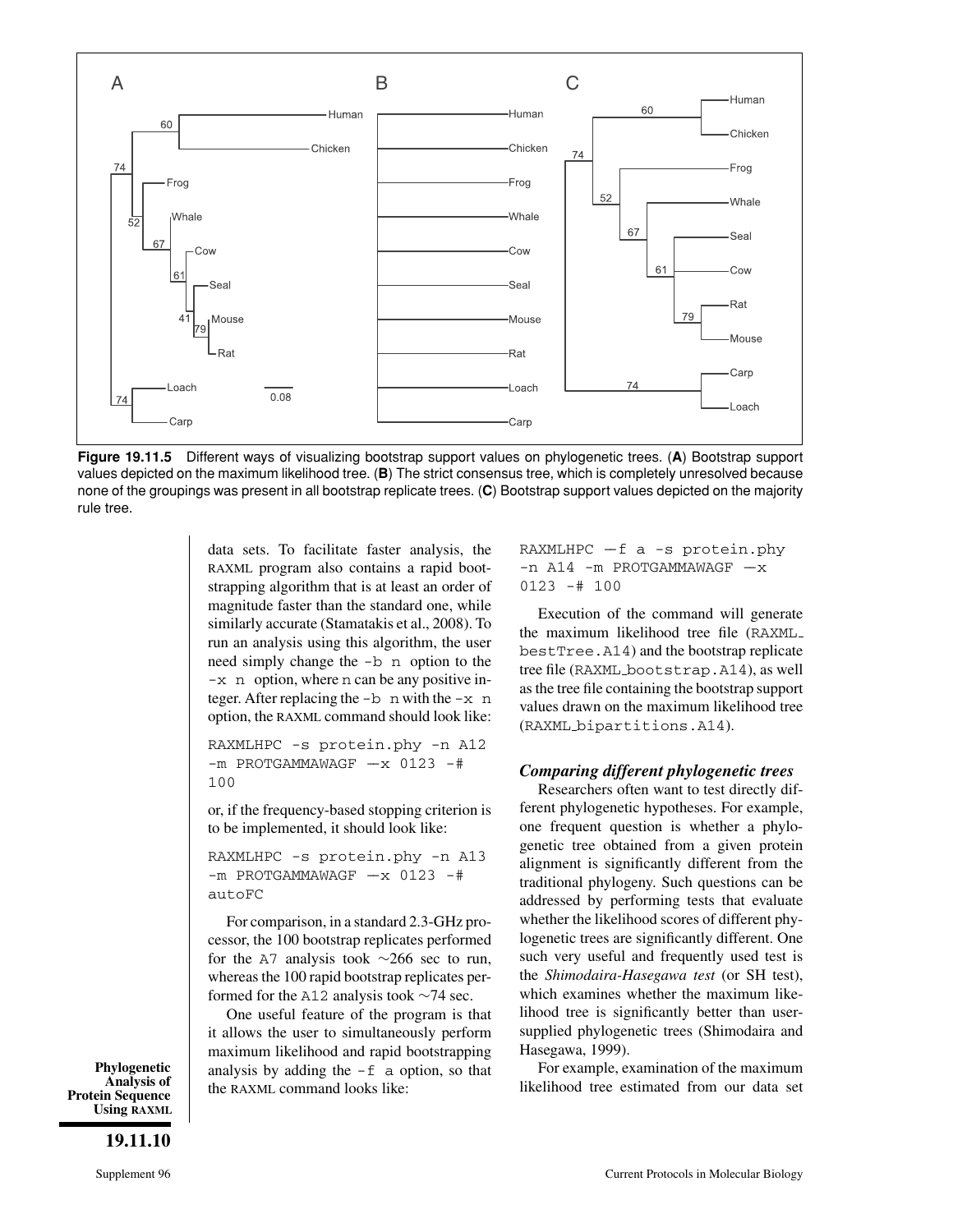**Figure 19.11.5** Different ways of visualizing bootstrap support values on phylogenetic trees. (**A**) Bootstrap support values depicted on the maximum likelihood tree. (**B**) The strict consensus tree, which is completely unresolved because none of the groupings was present in all bootstrap replicate trees. (**C**) Bootstrap support values depicted on the majority rule tree.

data sets. To facilitate faster analysis, the RAXML program also contains a rapid bootstrapping algorithm that is at least an order of magnitude faster than the standard one, while similarly accurate (Stamatakis et al., 2008). To run an analysis using this algorithm, the user need simply change the `-b n` option to the `-x n` option, where n can be any positive integer. After replacing the `-b n` with the `-x n` option, the RAXML command should look like:

```
RAXMLHPC -s protein.phy -n A12
-m PROTGAMMAWAGF —x 0123 -#
100
```

or, if the frequency-based stopping criterion is to be implemented, it should look like:

```
RAXMLHPC -s protein.phy -n A13
-m PROTGAMMAWAGF —x 0123 -#
autoFC
```

For comparison, in a standard 2.3-GHz processor, the 100 bootstrap replicates performed for the A7 analysis took ∼266 sec to run, whereas the 100 rapid bootstrap replicates performed for the A12 analysis took ∼74 sec.

One useful feature of the program is that it allows the user to simultaneously perform maximum likelihood and rapid bootstrapping analysis by adding the `-f a` option, so that the RAXML command looks like:

```
RAXMLHPC —f a -s protein.phy
-n A14 -m PROTGAMMAWAGF —x
0123 -# 100
```

Execution of the command will generate the maximum likelihood tree file (RAXML_bestTree.A14) and the bootstrap replicate tree file (RAXML_bootstrap.A14), as well as the tree file containing the bootstrap support values drawn on the maximum likelihood tree (RAXML_bipartitions.A14).

### *Comparing different phylogenetic trees*

Researchers often want to test directly different phylogenetic hypotheses. For example, one frequent question is whether a phylogenetic tree obtained from a given protein alignment is significantly different from the traditional phylogeny. Such questions can be addressed by performing tests that evaluate whether the likelihood scores of different phylogenetic trees are significantly different. One such very useful and frequently used test is the *Shimodaira-Hasegawa test* (or SH test), which examines whether the maximum likelihood tree is significantly better than user-supplied phylogenetic trees (Shimodaira and Hasegawa, 1999).

For example, examination of the maximum likelihood tree estimated from our data set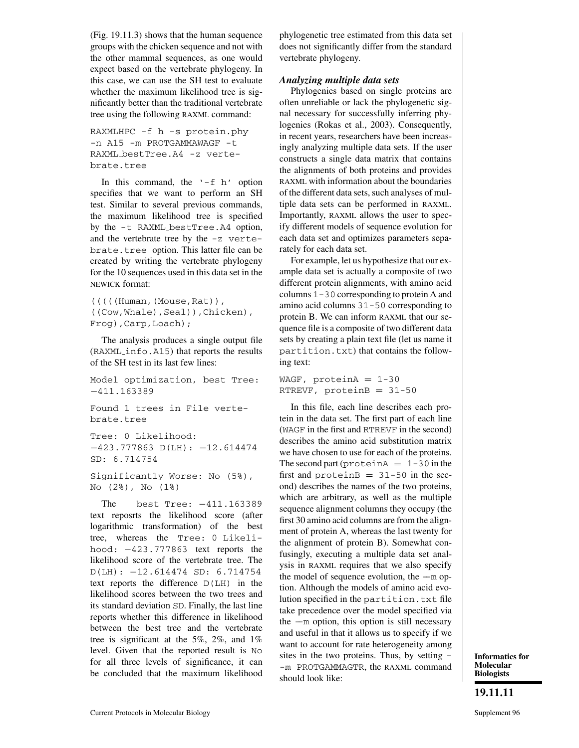(Fig. 19.11.3) shows that the human sequence groups with the chicken sequence and not with the other mammal sequences, as one would expect based on the vertebrate phylogeny. In this case, we can use the SH test to evaluate whether the maximum likelihood tree is significantly better than the traditional vertebrate tree using the following RAXML command:

```
RAXMLHPC -f h -s protein.phy
-n A15 -m PROTGAMMAWAGF -t
RAXML_bestTree.A4 -z verte-
brate.tree
```

In this command, the '-f h' option specifies that we want to perform an SH test. Similar to several previous commands, the maximum likelihood tree is specified by the -t RAXML_bestTree.A4 option, and the vertebrate tree by the -z vertebrate.tree option. This latter file can be created by writing the vertebrate phylogeny for the 10 sequences used in this data set in the NEWICK format:

```
(((((Human,(Mouse,Rat)),
((Cow,Whale),Seal)),Chicken),
Frog),Carp,Loach);
```

The analysis produces a single output file (RAXML_info.A15) that reports the results of the SH test in its last few lines:

```
Model optimization, best Tree:
−411.163389

Found 1 trees in File verte-
brate.tree

Tree: 0 Likelihood:
−423.777863 D(LH): −12.614474
SD: 6.714754

Significantly Worse: No (5%),
No (2%), No (1%)
```

The best Tree: −411.163389 text reposrts the likelihood score (after logarithmic transformation) of the best tree, whereas the Tree: 0 Likelihood: −423.777863 text reports the likelihood score of the vertebrate tree. The D(LH): −12.614474 SD: 6.714754 text reports the difference D(LH) in the likelihood scores between the two trees and its standard deviation SD. Finally, the last line reports whether this difference in likelihood between the best tree and the vertebrate tree is significant at the 5%, 2%, and 1% level. Given that the reported result is No for all three levels of significance, it can be concluded that the maximum likelihood phylogenetic tree estimated from this data set does not significantly differ from the standard vertebrate phylogeny.

### *Analyzing multiple data sets*

Phylogenies based on single proteins are often unreliable or lack the phylogenetic signal necessary for successfully inferring phylogenies (Rokas et al., 2003). Consequently, in recent years, researchers have been increasingly analyzing multiple data sets. If the user constructs a single data matrix that contains the alignments of both proteins and provides RAXML with information about the boundaries of the different data sets, such analyses of multiple data sets can be performed in RAXML. Importantly, RAXML allows the user to specify different models of sequence evolution for each data set and optimizes parameters separately for each data set.

For example, let us hypothesize that our example data set is actually a composite of two different protein alignments, with amino acid columns 1-30 corresponding to protein A and amino acid columns 31-50 corresponding to protein B. We can inform RAXML that our sequence file is a composite of two different data sets by creating a plain text file (let us name it partition.txt) that contains the following text:

```
WAGF, proteinA = 1-30
RTREVF, proteinB = 31-50
```

In this file, each line describes each protein in the data set. The first part of each line (WAGF in the first and RTREVF in the second) describes the amino acid substitution matrix we have chosen to use for each of the proteins. The second part (proteinA = 1-30 in the first and proteinB = 31-50 in the second) describes the names of the two proteins, which are arbitrary, as well as the multiple sequence alignment columns they occupy (the first 30 amino acid columns are from the alignment of protein A, whereas the last twenty for the alignment of protein B). Somewhat confusingly, executing a multiple data set analysis in RAXML requires that we also specify the model of sequence evolution, the −m option. Although the models of amino acid evolution specified in the partition.txt file take precedence over the model specified via the −m option, this option is still necessary and useful in that it allows us to specify if we want to account for rate heterogeneity among sites in the two proteins. Thus, by setting --m PROTGAMMAGTR, the RAXML command should look like: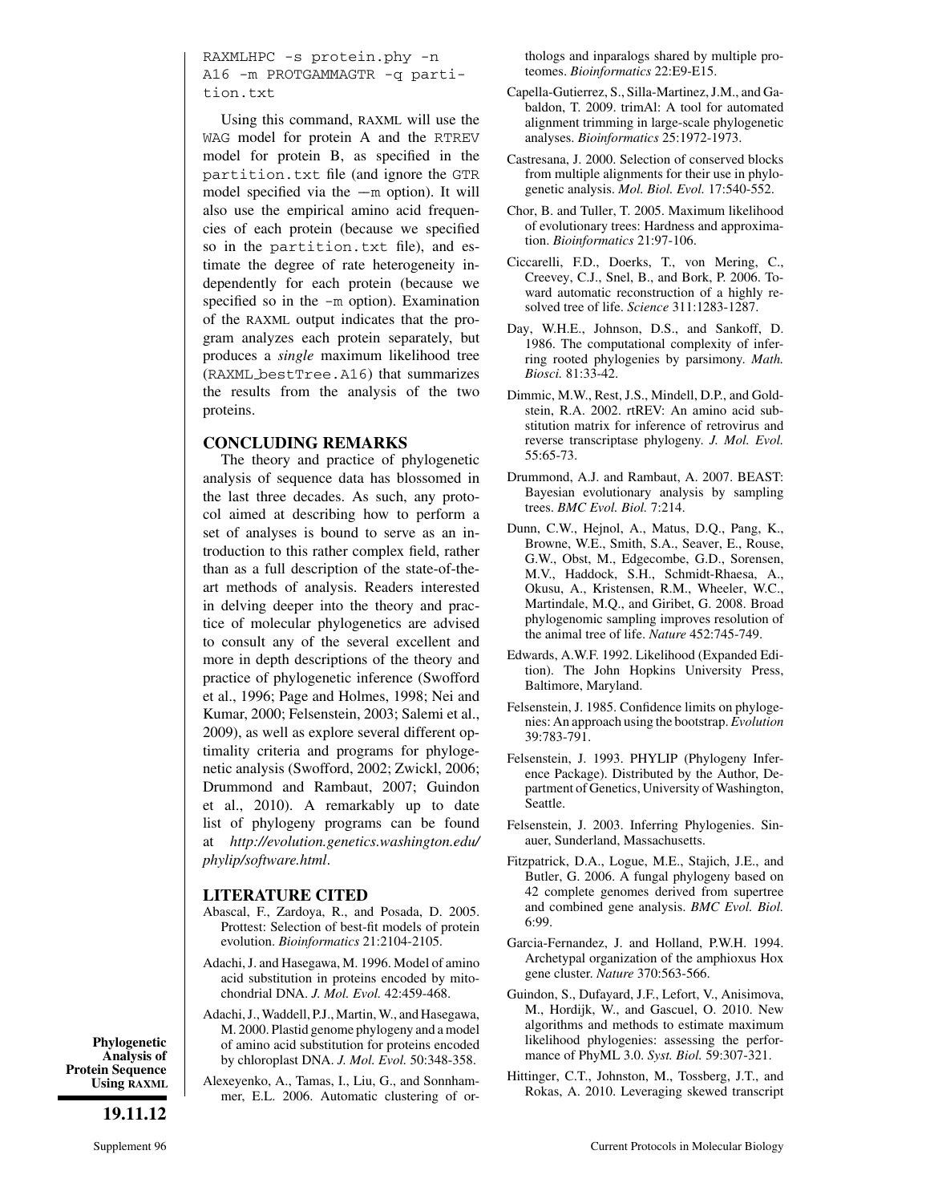```
RAXMLHPC -s protein.phy -n A16 -m PROTGAMMAGTR -q partition.txt
```

Using this command, RAXML will use the WAG model for protein A and the RTREV model for protein B, as specified in the partition.txt file (and ignore the GTR model specified via the –m option). It will also use the empirical amino acid frequencies of each protein (because we specified so in the partition.txt file), and estimate the degree of rate heterogeneity independently for each protein (because we specified so in the -m option). Examination of the RAXML output indicates that the program analyzes each protein separately, but produces a *single* maximum likelihood tree (RAXML_bestTree.A16) that summarizes the results from the analysis of the two proteins.

## CONCLUDING REMARKS

The theory and practice of phylogenetic analysis of sequence data has blossomed in the last three decades. As such, any protocol aimed at describing how to perform a set of analyses is bound to serve as an introduction to this rather complex field, rather than as a full description of the state-of-the-art methods of analysis. Readers interested in delving deeper into the theory and practice of molecular phylogenetics are advised to consult any of the several excellent and more in depth descriptions of the theory and practice of phylogenetic inference (Swofford et al., 1996; Page and Holmes, 1998; Nei and Kumar, 2000; Felsenstein, 2003; Salemi et al., 2009), as well as explore several different optimality criteria and programs for phylogenetic analysis (Swofford, 2002; Zwickl, 2006; Drummond and Rambaut, 2007; Guindon et al., 2010). A remarkably up to date list of phylogeny programs can be found at *http://evolution.genetics.washington.edu/phylip/software.html*.

## LITERATURE CITED

Abascal, F., Zardoya, R., and Posada, D. 2005. Prottest: Selection of best-fit models of protein evolution. *Bioinformatics* 21:2104-2105.

Adachi, J. and Hasegawa, M. 1996. Model of amino acid substitution in proteins encoded by mitochondrial DNA. *J. Mol. Evol.* 42:459-468.

Adachi, J., Waddell, P.J., Martin, W., and Hasegawa, M. 2000. Plastid genome phylogeny and a model of amino acid substitution for proteins encoded by chloroplast DNA. *J. Mol. Evol.* 50:348-358.

Alexeyenko, A., Tamas, I., Liu, G., and Sonnhammer, E.L. 2006. Automatic clustering of orthologs and inparalogs shared by multiple proteomes. *Bioinformatics* 22:E9-E15.

Capella-Gutierrez, S., Silla-Martinez, J.M., and Gabaldon, T. 2009. trimAl: A tool for automated alignment trimming in large-scale phylogenetic analyses. *Bioinformatics* 25:1972-1973.

Castresana, J. 2000. Selection of conserved blocks from multiple alignments for their use in phylogenetic analysis. *Mol. Biol. Evol.* 17:540-552.

Chor, B. and Tuller, T. 2005. Maximum likelihood of evolutionary trees: Hardness and approximation. *Bioinformatics* 21:97-106.

Ciccarelli, F.D., Doerks, T., von Mering, C., Creevey, C.J., Snel, B., and Bork, P. 2006. Toward automatic reconstruction of a highly resolved tree of life. *Science* 311:1283-1287.

Day, W.H.E., Johnson, D.S., and Sankoff, D. 1986. The computational complexity of inferring rooted phylogenies by parsimony. *Math. Biosci.* 81:33-42.

Dimmic, M.W., Rest, J.S., Mindell, D.P., and Goldstein, R.A. 2002. rtREV: An amino acid substitution matrix for inference of retrovirus and reverse transcriptase phylogeny. *J. Mol. Evol.* 55:65-73.

Drummond, A.J. and Rambaut, A. 2007. BEAST: Bayesian evolutionary analysis by sampling trees. *BMC Evol. Biol.* 7:214.

Dunn, C.W., Hejnol, A., Matus, D.Q., Pang, K., Browne, W.E., Smith, S.A., Seaver, E., Rouse, G.W., Obst, M., Edgecombe, G.D., Sorensen, M.V., Haddock, S.H., Schmidt-Rhaesa, A., Okusu, A., Kristensen, R.M., Wheeler, W.C., Martindale, M.Q., and Giribet, G. 2008. Broad phylogenomic sampling improves resolution of the animal tree of life. *Nature* 452:745-749.

Edwards, A.W.F. 1992. Likelihood (Expanded Edition). The John Hopkins University Press, Baltimore, Maryland.

Felsenstein, J. 1985. Confidence limits on phylogenies: An approach using the bootstrap. *Evolution* 39:783-791.

Felsenstein, J. 1993. PHYLIP (Phylogeny Inference Package). Distributed by the Author, Department of Genetics, University of Washington, Seattle.

Felsenstein, J. 2003. Inferring Phylogenies. Sinauer, Sunderland, Massachusetts.

Fitzpatrick, D.A., Logue, M.E., Stajich, J.E., and Butler, G. 2006. A fungal phylogeny based on 42 complete genomes derived from supertree and combined gene analysis. *BMC Evol. Biol.* 6:99.

Garcia-Fernandez, J. and Holland, P.W.H. 1994. Archetypal organization of the amphioxus Hox gene cluster. *Nature* 370:563-566.

Guindon, S., Dufayard, J.F., Lefort, V., Anisimova, M., Hordijk, W., and Gascuel, O. 2010. New algorithms and methods to estimate maximum likelihood phylogenies: assessing the performance of PhyML 3.0. *Syst. Biol.* 59:307-321.

Hittinger, C.T., Johnston, M., Tossberg, J.T., and Rokas, A. 2010. Leveraging skewed transcript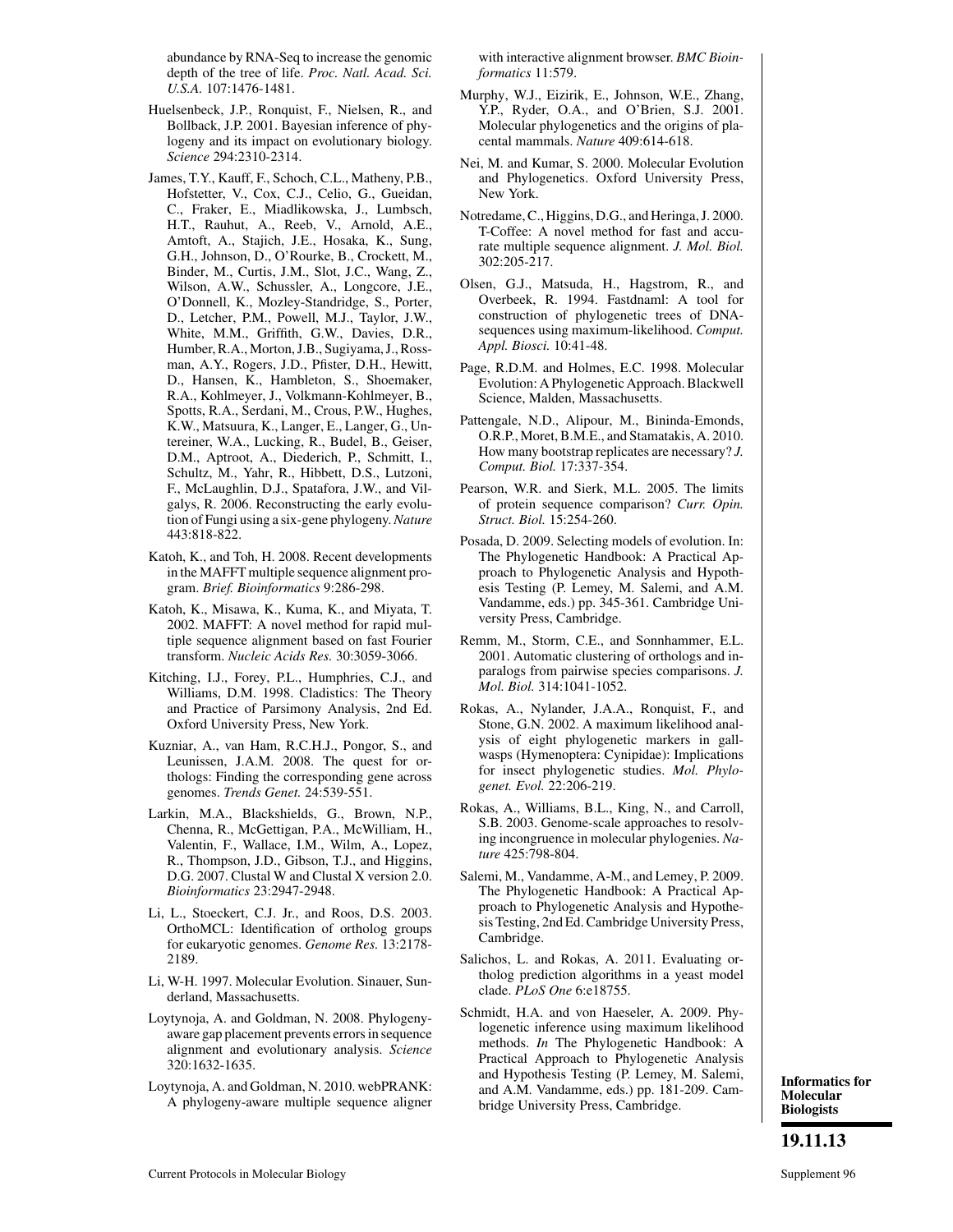abundance by RNA-Seq to increase the genomic depth of the tree of life. *Proc. Natl. Acad. Sci. U.S.A.* 107:1476-1481.

Huelsenbeck, J.P., Ronquist, F., Nielsen, R., and Bollback, J.P. 2001. Bayesian inference of phylogeny and its impact on evolutionary biology. *Science* 294:2310-2314.

James, T.Y., Kauff, F., Schoch, C.L., Matheny, P.B., Hofstetter, V., Cox, C.J., Celio, G., Gueidan, C., Fraker, E., Miadlikowska, J., Lumbsch, H.T., Rauhut, A., Reeb, V., Arnold, A.E., Amtoft, A., Stajich, J.E., Hosaka, K., Sung, G.H., Johnson, D., O'Rourke, B., Crockett, M., Binder, M., Curtis, J.M., Slot, J.C., Wang, Z., Wilson, A.W., Schussler, A., Longcore, J.E., O'Donnell, K., Mozley-Standridge, S., Porter, D., Letcher, P.M., Powell, M.J., Taylor, J.W., White, M.M., Griffith, G.W., Davies, D.R., Humber, R.A., Morton, J.B., Sugiyama, J., Rossman, A.Y., Rogers, J.D., Pfister, D.H., Hewitt, D., Hansen, K., Hambleton, S., Shoemaker, R.A., Kohlmeyer, J., Volkmann-Kohlmeyer, B., Spotts, R.A., Serdani, M., Crous, P.W., Hughes, K.W., Matsuura, K., Langer, E., Langer, G., Untereiner, W.A., Lucking, R., Budel, B., Geiser, D.M., Aptroot, A., Diederich, P., Schmitt, I., Schultz, M., Yahr, R., Hibbett, D.S., Lutzoni, F., McLaughlin, D.J., Spatafora, J.W., and Vilgalys, R. 2006. Reconstructing the early evolution of Fungi using a six-gene phylogeny. *Nature* 443:818-822.

Katoh, K., and Toh, H. 2008. Recent developments in the MAFFT multiple sequence alignment program. *Brief. Bioinformatics* 9:286-298.

Katoh, K., Misawa, K., Kuma, K., and Miyata, T. 2002. MAFFT: A novel method for rapid multiple sequence alignment based on fast Fourier transform. *Nucleic Acids Res.* 30:3059-3066.

Kitching, I.J., Forey, P.L., Humphries, C.J., and Williams, D.M. 1998. Cladistics: The Theory and Practice of Parsimony Analysis, 2nd Ed. Oxford University Press, New York.

Kuzniar, A., van Ham, R.C.H.J., Pongor, S., and Leunissen, J.A.M. 2008. The quest for orthologs: Finding the corresponding gene across genomes. *Trends Genet.* 24:539-551.

Larkin, M.A., Blackshields, G., Brown, N.P., Chenna, R., McGettigan, P.A., McWilliam, H., Valentin, F., Wallace, I.M., Wilm, A., Lopez, R., Thompson, J.D., Gibson, T.J., and Higgins, D.G. 2007. Clustal W and Clustal X version 2.0. *Bioinformatics* 23:2947-2948.

Li, L., Stoeckert, C.J. Jr., and Roos, D.S. 2003. OrthoMCL: Identification of ortholog groups for eukaryotic genomes. *Genome Res.* 13:2178-2189.

Li, W-H. 1997. Molecular Evolution. Sinauer, Sunderland, Massachusetts.

Loytynoja, A. and Goldman, N. 2008. Phylogeny-aware gap placement prevents errors in sequence alignment and evolutionary analysis. *Science* 320:1632-1635.

Loytynoja, A. and Goldman, N. 2010. webPRANK: A phylogeny-aware multiple sequence aligner with interactive alignment browser. *BMC Bioinformatics* 11:579.

Murphy, W.J., Eizirik, E., Johnson, W.E., Zhang, Y.P., Ryder, O.A., and O'Brien, S.J. 2001. Molecular phylogenetics and the origins of placental mammals. *Nature* 409:614-618.

Nei, M. and Kumar, S. 2000. Molecular Evolution and Phylogenetics. Oxford University Press, New York.

Notredame, C., Higgins, D.G., and Heringa, J. 2000. T-Coffee: A novel method for fast and accurate multiple sequence alignment. *J. Mol. Biol.* 302:205-217.

Olsen, G.J., Matsuda, H., Hagstrom, R., and Overbeek, R. 1994. Fastdnaml: A tool for construction of phylogenetic trees of DNA-sequences using maximum-likelihood. *Comput. Appl. Biosci.* 10:41-48.

Page, R.D.M. and Holmes, E.C. 1998. Molecular Evolution: A Phylogenetic Approach. Blackwell Science, Malden, Massachusetts.

Pattengale, N.D., Alipour, M., Bininda-Emonds, O.R.P., Moret, B.M.E., and Stamatakis, A. 2010. How many bootstrap replicates are necessary? *J. Comput. Biol.* 17:337-354.

Pearson, W.R. and Sierk, M.L. 2005. The limits of protein sequence comparison? *Curr. Opin. Struct. Biol.* 15:254-260.

Posada, D. 2009. Selecting models of evolution. In: The Phylogenetic Handbook: A Practical Approach to Phylogenetic Analysis and Hypothesis Testing (P. Lemey, M. Salemi, and A.M. Vandamme, eds.) pp. 345-361. Cambridge University Press, Cambridge.

Remm, M., Storm, C.E., and Sonnhammer, E.L. 2001. Automatic clustering of orthologs and inparalogs from pairwise species comparisons. *J. Mol. Biol.* 314:1041-1052.

Rokas, A., Nylander, J.A.A., Ronquist, F., and Stone, G.N. 2002. A maximum likelihood analysis of eight phylogenetic markers in gallwasps (Hymenoptera: Cynipidae): Implications for insect phylogenetic studies. *Mol. Phylogenet. Evol.* 22:206-219.

Rokas, A., Williams, B.L., King, N., and Carroll, S.B. 2003. Genome-scale approaches to resolving incongruence in molecular phylogenies. *Nature* 425:798-804.

Salemi, M., Vandamme, A-M., and Lemey, P. 2009. The Phylogenetic Handbook: A Practical Approach to Phylogenetic Analysis and Hypothesis Testing, 2nd Ed. Cambridge University Press, Cambridge.

Salichos, L. and Rokas, A. 2011. Evaluating ortholog prediction algorithms in a yeast model clade. *PLoS One* 6:e18755.

Schmidt, H.A. and von Haeseler, A. 2009. Phylogenetic inference using maximum likelihood methods. *In* The Phylogenetic Handbook: A Practical Approach to Phylogenetic Analysis and Hypothesis Testing (P. Lemey, M. Salemi, and A.M. Vandamme, eds.) pp. 181-209. Cambridge University Press, Cambridge.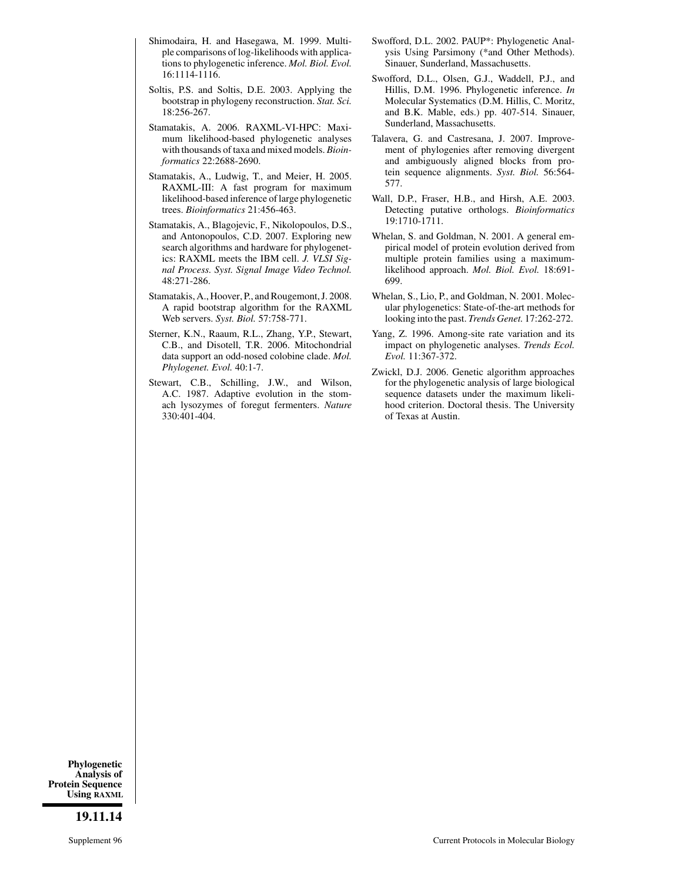Shimodaira, H. and Hasegawa, M. 1999. Multiple comparisons of log-likelihoods with applications to phylogenetic inference. *Mol. Biol. Evol.* 16:1114-1116.

Soltis, P.S. and Soltis, D.E. 2003. Applying the bootstrap in phylogeny reconstruction. *Stat. Sci.* 18:256-267.

Stamatakis, A. 2006. RAXML-VI-HPC: Maximum likelihood-based phylogenetic analyses with thousands of taxa and mixed models. *Bioinformatics* 22:2688-2690.

Stamatakis, A., Ludwig, T., and Meier, H. 2005. RAXML-III: A fast program for maximum likelihood-based inference of large phylogenetic trees. *Bioinformatics* 21:456-463.

Stamatakis, A., Blagojevic, F., Nikolopoulos, D.S., and Antonopoulos, C.D. 2007. Exploring new search algorithms and hardware for phylogenetics: RAXML meets the IBM cell. *J. VLSI Signal Process. Syst. Signal Image Video Technol.* 48:271-286.

Stamatakis, A., Hoover, P., and Rougemont, J. 2008. A rapid bootstrap algorithm for the RAXML Web servers. *Syst. Biol.* 57:758-771.

Sterner, K.N., Raaum, R.L., Zhang, Y.P., Stewart, C.B., and Disotell, T.R. 2006. Mitochondrial data support an odd-nosed colobine clade. *Mol. Phylogenet. Evol.* 40:1-7.

Stewart, C.B., Schilling, J.W., and Wilson, A.C. 1987. Adaptive evolution in the stomach lysozymes of foregut fermenters. *Nature* 330:401-404.

Swofford, D.L. 2002. PAUP*: Phylogenetic Analysis Using Parsimony (*and Other Methods). Sinauer, Sunderland, Massachusetts.

Swofford, D.L., Olsen, G.J., Waddell, P.J., and Hillis, D.M. 1996. Phylogenetic inference. *In* Molecular Systematics (D.M. Hillis, C. Moritz, and B.K. Mable, eds.) pp. 407-514. Sinauer, Sunderland, Massachusetts.

Talavera, G. and Castresana, J. 2007. Improvement of phylogenies after removing divergent and ambiguously aligned blocks from protein sequence alignments. *Syst. Biol.* 56:564-577.

Wall, D.P., Fraser, H.B., and Hirsh, A.E. 2003. Detecting putative orthologs. *Bioinformatics* 19:1710-1711.

Whelan, S. and Goldman, N. 2001. A general empirical model of protein evolution derived from multiple protein families using a maximum-likelihood approach. *Mol. Biol. Evol.* 18:691-699.

Whelan, S., Lio, P., and Goldman, N. 2001. Molecular phylogenetics: State-of-the-art methods for looking into the past. *Trends Genet.* 17:262-272.

Yang, Z. 1996. Among-site rate variation and its impact on phylogenetic analyses. *Trends Ecol. Evol.* 11:367-372.

Zwickl, D.J. 2006. Genetic algorithm approaches for the phylogenetic analysis of large biological sequence datasets under the maximum likelihood criterion. Doctoral thesis. The University of Texas at Austin.